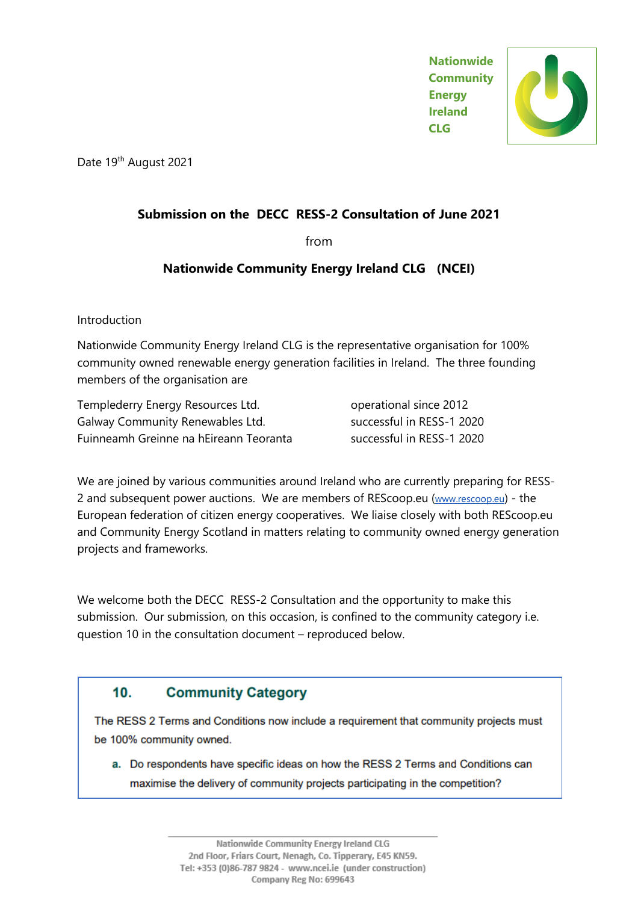Nationwide Community Energy Ireland CLG

Date 19th August 2021

## Submission on the DECC RESS-2 Consultation of June 2021

from

## Nationwide Community Energy Ireland CLG (NCEI)

Introduction

Nationwide Community Energy Ireland CLG is the representative organisation for 100% community owned renewable energy generation facilities in Ireland. The three founding members of the organisation are

| | |
|---|---|
| Templederry Energy Resources Ltd. | operational since 2012 |
| Galway Community Renewables Ltd. | successful in RESS-1 2020 |
| Fuinneamh Greinne na hEireann Teoranta | successful in RESS-1 2020 |

We are joined by various communities around Ireland who are currently preparing for RESS-2 and subsequent power auctions. We are members of REScoop.eu (www.rescoop.eu) - the European federation of citizen energy cooperatives. We liaise closely with both REScoop.eu and Community Energy Scotland in matters relating to community owned energy generation projects and frameworks.

We welcome both the DECC RESS-2 Consultation and the opportunity to make this submission. Our submission, on this occasion, is confined to the community category i.e. question 10 in the consultation document – reproduced below.

> ### 10. Community Category
>
> The RESS 2 Terms and Conditions now include a requirement that community projects must be 100% community owned.
>
> a. Do respondents have specific ideas on how the RESS 2 Terms and Conditions can maximise the delivery of community projects participating in the competition?

Nationwide Community Energy Ireland CLG
2nd Floor, Friars Court, Nenagh, Co. Tipperary, E45 KN59.
Tel: +353 (0)86-787 9824 - www.ncei.ie (under construction)
Company Reg No: 699643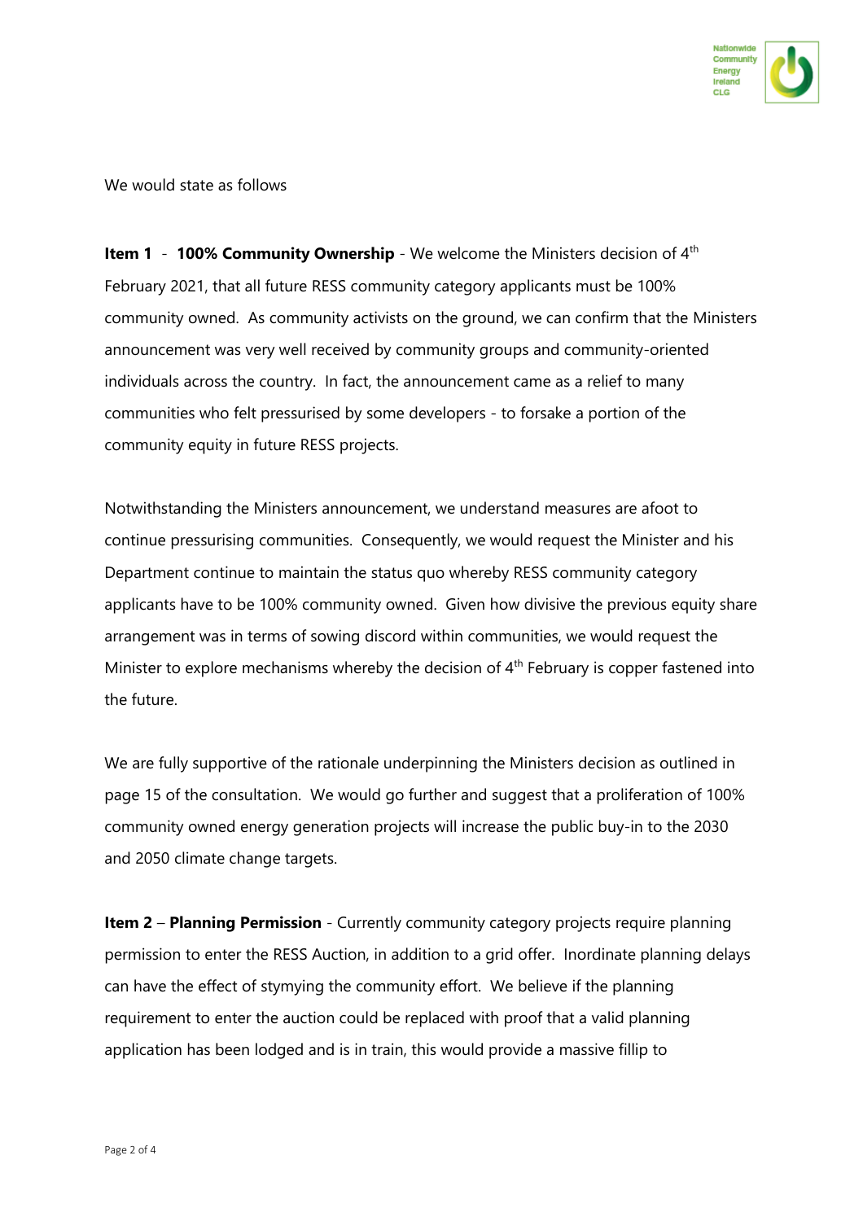We would state as follows

**Item 1** - **100% Community Ownership** - We welcome the Ministers decision of 4th February 2021, that all future RESS community category applicants must be 100% community owned. As community activists on the ground, we can confirm that the Ministers announcement was very well received by community groups and community-oriented individuals across the country. In fact, the announcement came as a relief to many communities who felt pressurised by some developers - to forsake a portion of the community equity in future RESS projects.

Notwithstanding the Ministers announcement, we understand measures are afoot to continue pressurising communities. Consequently, we would request the Minister and his Department continue to maintain the status quo whereby RESS community category applicants have to be 100% community owned. Given how divisive the previous equity share arrangement was in terms of sowing discord within communities, we would request the Minister to explore mechanisms whereby the decision of 4th February is copper fastened into the future.

We are fully supportive of the rationale underpinning the Ministers decision as outlined in page 15 of the consultation. We would go further and suggest that a proliferation of 100% community owned energy generation projects will increase the public buy-in to the 2030 and 2050 climate change targets.

**Item 2** – **Planning Permission** - Currently community category projects require planning permission to enter the RESS Auction, in addition to a grid offer. Inordinate planning delays can have the effect of stymying the community effort. We believe if the planning requirement to enter the auction could be replaced with proof that a valid planning application has been lodged and is in train, this would provide a massive fillip to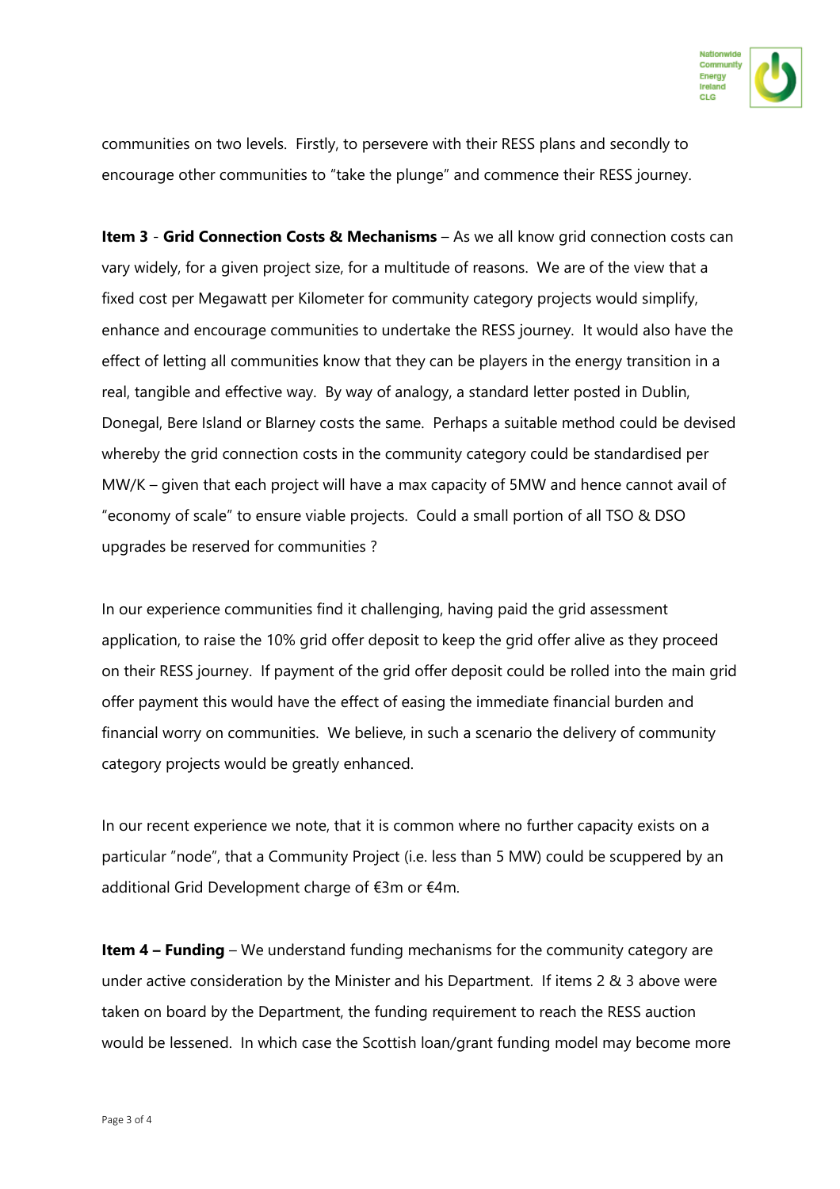communities on two levels. Firstly, to persevere with their RESS plans and secondly to encourage other communities to "take the plunge" and commence their RESS journey.

**Item 3** - **Grid Connection Costs & Mechanisms** – As we all know grid connection costs can vary widely, for a given project size, for a multitude of reasons. We are of the view that a fixed cost per Megawatt per Kilometer for community category projects would simplify, enhance and encourage communities to undertake the RESS journey. It would also have the effect of letting all communities know that they can be players in the energy transition in a real, tangible and effective way. By way of analogy, a standard letter posted in Dublin, Donegal, Bere Island or Blarney costs the same. Perhaps a suitable method could be devised whereby the grid connection costs in the community category could be standardised per MW/K – given that each project will have a max capacity of 5MW and hence cannot avail of "economy of scale" to ensure viable projects. Could a small portion of all TSO & DSO upgrades be reserved for communities ?

In our experience communities find it challenging, having paid the grid assessment application, to raise the 10% grid offer deposit to keep the grid offer alive as they proceed on their RESS journey. If payment of the grid offer deposit could be rolled into the main grid offer payment this would have the effect of easing the immediate financial burden and financial worry on communities. We believe, in such a scenario the delivery of community category projects would be greatly enhanced.

In our recent experience we note, that it is common where no further capacity exists on a particular "node", that a Community Project (i.e. less than 5 MW) could be scuppered by an additional Grid Development charge of €3m or €4m.

**Item 4 – Funding** – We understand funding mechanisms for the community category are under active consideration by the Minister and his Department. If items 2 & 3 above were taken on board by the Department, the funding requirement to reach the RESS auction would be lessened. In which case the Scottish loan/grant funding model may become more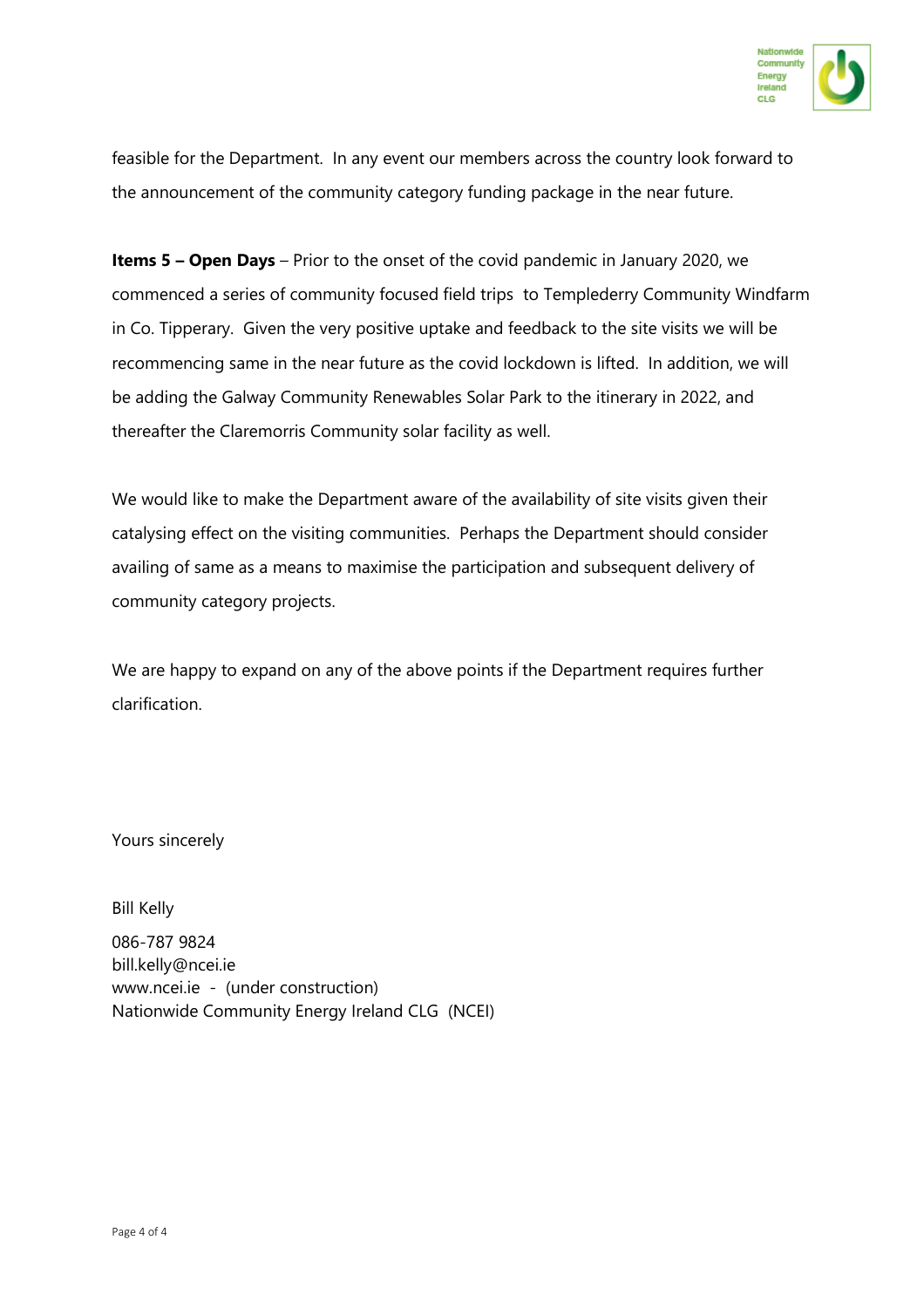feasible for the Department. In any event our members across the country look forward to the announcement of the community category funding package in the near future.

**Items 5 – Open Days** – Prior to the onset of the covid pandemic in January 2020, we commenced a series of community focused field trips to Templederry Community Windfarm in Co. Tipperary. Given the very positive uptake and feedback to the site visits we will be recommencing same in the near future as the covid lockdown is lifted. In addition, we will be adding the Galway Community Renewables Solar Park to the itinerary in 2022, and thereafter the Claremorris Community solar facility as well.

We would like to make the Department aware of the availability of site visits given their catalysing effect on the visiting communities. Perhaps the Department should consider availing of same as a means to maximise the participation and subsequent delivery of community category projects.

We are happy to expand on any of the above points if the Department requires further clarification.

Yours sincerely

Bill Kelly

086-787 9824
bill.kelly@ncei.ie
www.ncei.ie - (under construction)
Nationwide Community Energy Ireland CLG (NCEI)